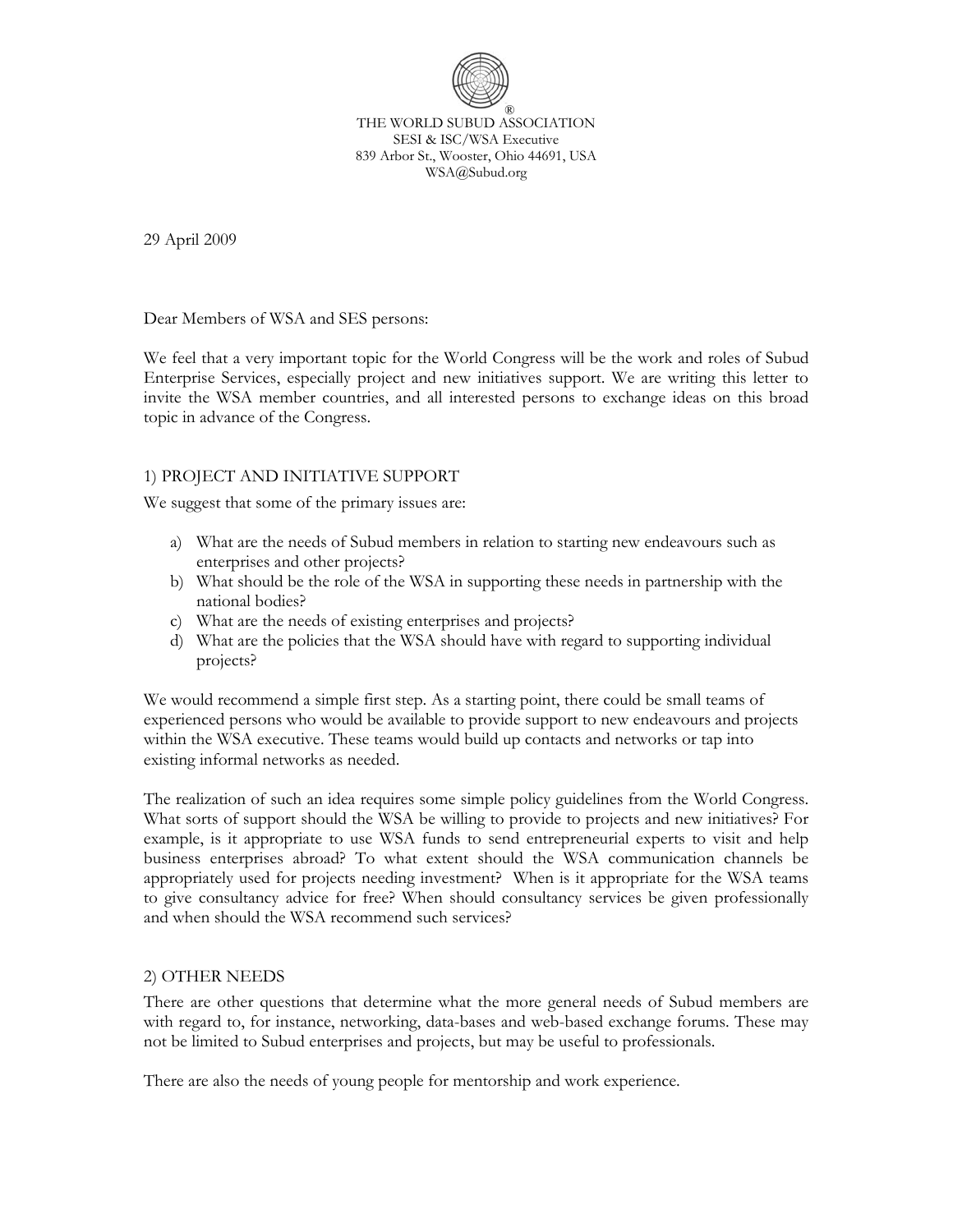®
THE WORLD SUBUD ASSOCIATION
SESI & ISC/WSA Executive
839 Arbor St., Wooster, Ohio 44691, USA
WSA@Subud.org

29 April 2009

Dear Members of WSA and SES persons:

We feel that a very important topic for the World Congress will be the work and roles of Subud Enterprise Services, especially project and new initiatives support. We are writing this letter to invite the WSA member countries, and all interested persons to exchange ideas on this broad topic in advance of the Congress.

## 1) PROJECT AND INITIATIVE SUPPORT

We suggest that some of the primary issues are:

a) What are the needs of Subud members in relation to starting new endeavours such as enterprises and other projects?
b) What should be the role of the WSA in supporting these needs in partnership with the national bodies?
c) What are the needs of existing enterprises and projects?
d) What are the policies that the WSA should have with regard to supporting individual projects?

We would recommend a simple first step. As a starting point, there could be small teams of experienced persons who would be available to provide support to new endeavours and projects within the WSA executive. These teams would build up contacts and networks or tap into existing informal networks as needed.

The realization of such an idea requires some simple policy guidelines from the World Congress. What sorts of support should the WSA be willing to provide to projects and new initiatives? For example, is it appropriate to use WSA funds to send entrepreneurial experts to visit and help business enterprises abroad? To what extent should the WSA communication channels be appropriately used for projects needing investment? When is it appropriate for the WSA teams to give consultancy advice for free? When should consultancy services be given professionally and when should the WSA recommend such services?

## 2) OTHER NEEDS

There are other questions that determine what the more general needs of Subud members are with regard to, for instance, networking, data-bases and web-based exchange forums. These may not be limited to Subud enterprises and projects, but may be useful to professionals.

There are also the needs of young people for mentorship and work experience.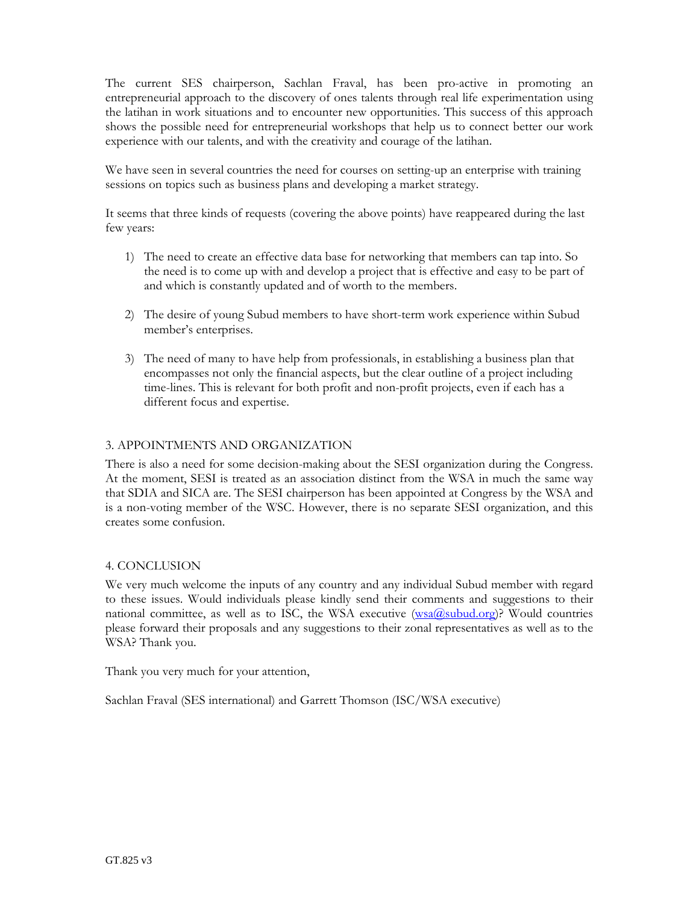The current SES chairperson, Sachlan Fraval, has been pro-active in promoting an entrepreneurial approach to the discovery of ones talents through real life experimentation using the latihan in work situations and to encounter new opportunities. This success of this approach shows the possible need for entrepreneurial workshops that help us to connect better our work experience with our talents, and with the creativity and courage of the latihan.

We have seen in several countries the need for courses on setting-up an enterprise with training sessions on topics such as business plans and developing a market strategy.

It seems that three kinds of requests (covering the above points) have reappeared during the last few years:

1) The need to create an effective data base for networking that members can tap into. So the need is to come up with and develop a project that is effective and easy to be part of and which is constantly updated and of worth to the members.

2) The desire of young Subud members to have short-term work experience within Subud member's enterprises.

3) The need of many to have help from professionals, in establishing a business plan that encompasses not only the financial aspects, but the clear outline of a project including time-lines. This is relevant for both profit and non-profit projects, even if each has a different focus and expertise.

## 3. APPOINTMENTS AND ORGANIZATION

There is also a need for some decision-making about the SESI organization during the Congress. At the moment, SESI is treated as an association distinct from the WSA in much the same way that SDIA and SICA are. The SESI chairperson has been appointed at Congress by the WSA and is a non-voting member of the WSC. However, there is no separate SESI organization, and this creates some confusion.

## 4. CONCLUSION

We very much welcome the inputs of any country and any individual Subud member with regard to these issues. Would individuals please kindly send their comments and suggestions to their national committee, as well as to ISC, the WSA executive (wsa@subud.org)? Would countries please forward their proposals and any suggestions to their zonal representatives as well as to the WSA? Thank you.

Thank you very much for your attention,

Sachlan Fraval (SES international) and Garrett Thomson (ISC/WSA executive)

GT.825 v3